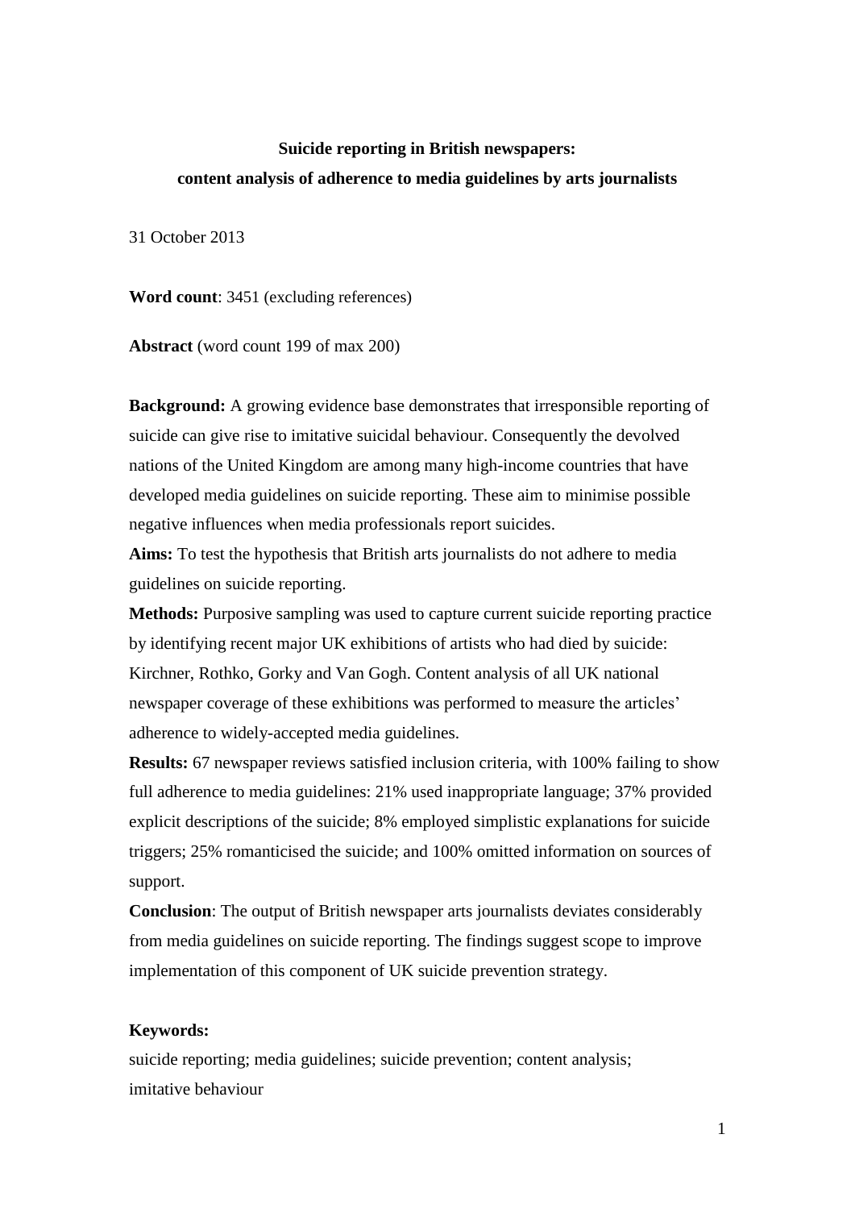# Suicide reporting in British newspapers:
## content analysis of adherence to media guidelines by arts journalists

31 October 2013

**Word count**: 3451 (excluding references)

**Abstract** (word count 199 of max 200)

**Background:** A growing evidence base demonstrates that irresponsible reporting of suicide can give rise to imitative suicidal behaviour. Consequently the devolved nations of the United Kingdom are among many high-income countries that have developed media guidelines on suicide reporting. These aim to minimise possible negative influences when media professionals report suicides.

**Aims:** To test the hypothesis that British arts journalists do not adhere to media guidelines on suicide reporting.

**Methods:** Purposive sampling was used to capture current suicide reporting practice by identifying recent major UK exhibitions of artists who had died by suicide: Kirchner, Rothko, Gorky and Van Gogh. Content analysis of all UK national newspaper coverage of these exhibitions was performed to measure the articles' adherence to widely-accepted media guidelines.

**Results:** 67 newspaper reviews satisfied inclusion criteria, with 100% failing to show full adherence to media guidelines: 21% used inappropriate language; 37% provided explicit descriptions of the suicide; 8% employed simplistic explanations for suicide triggers; 25% romanticised the suicide; and 100% omitted information on sources of support.

**Conclusion**: The output of British newspaper arts journalists deviates considerably from media guidelines on suicide reporting. The findings suggest scope to improve implementation of this component of UK suicide prevention strategy.

**Keywords:**

suicide reporting; media guidelines; suicide prevention; content analysis; imitative behaviour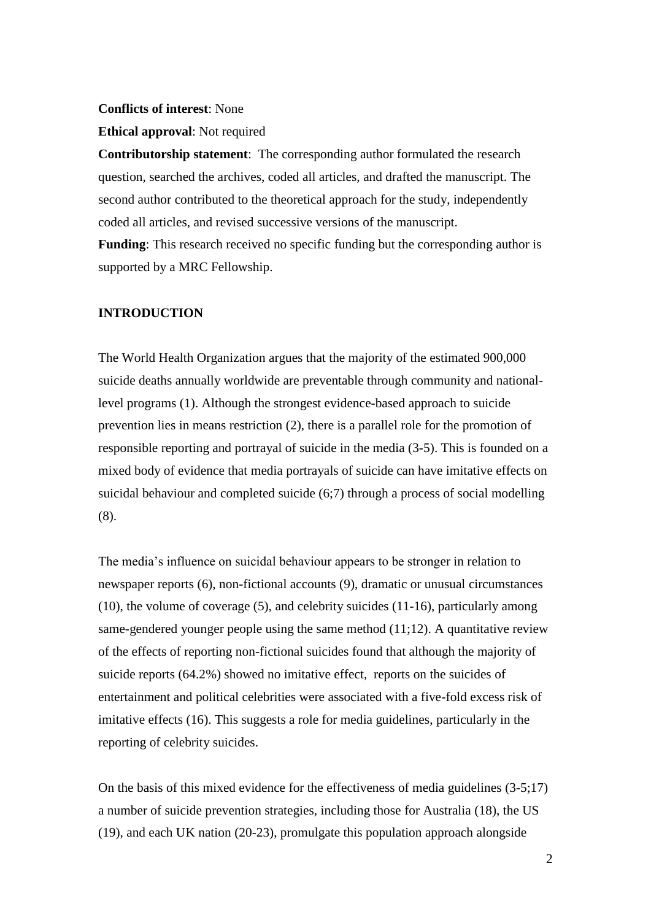**Conflicts of interest**: None

**Ethical approval**: Not required

**Contributorship statement**: The corresponding author formulated the research question, searched the archives, coded all articles, and drafted the manuscript. The second author contributed to the theoretical approach for the study, independently coded all articles, and revised successive versions of the manuscript.

**Funding**: This research received no specific funding but the corresponding author is supported by a MRC Fellowship.

## INTRODUCTION

The World Health Organization argues that the majority of the estimated 900,000 suicide deaths annually worldwide are preventable through community and national-level programs (1). Although the strongest evidence-based approach to suicide prevention lies in means restriction (2), there is a parallel role for the promotion of responsible reporting and portrayal of suicide in the media (3-5). This is founded on a mixed body of evidence that media portrayals of suicide can have imitative effects on suicidal behaviour and completed suicide (6;7) through a process of social modelling (8).

The media's influence on suicidal behaviour appears to be stronger in relation to newspaper reports (6), non-fictional accounts (9), dramatic or unusual circumstances (10), the volume of coverage (5), and celebrity suicides (11-16), particularly among same-gendered younger people using the same method (11;12). A quantitative review of the effects of reporting non-fictional suicides found that although the majority of suicide reports (64.2%) showed no imitative effect, reports on the suicides of entertainment and political celebrities were associated with a five-fold excess risk of imitative effects (16). This suggests a role for media guidelines, particularly in the reporting of celebrity suicides.

On the basis of this mixed evidence for the effectiveness of media guidelines (3-5;17) a number of suicide prevention strategies, including those for Australia (18), the US (19), and each UK nation (20-23), promulgate this population approach alongside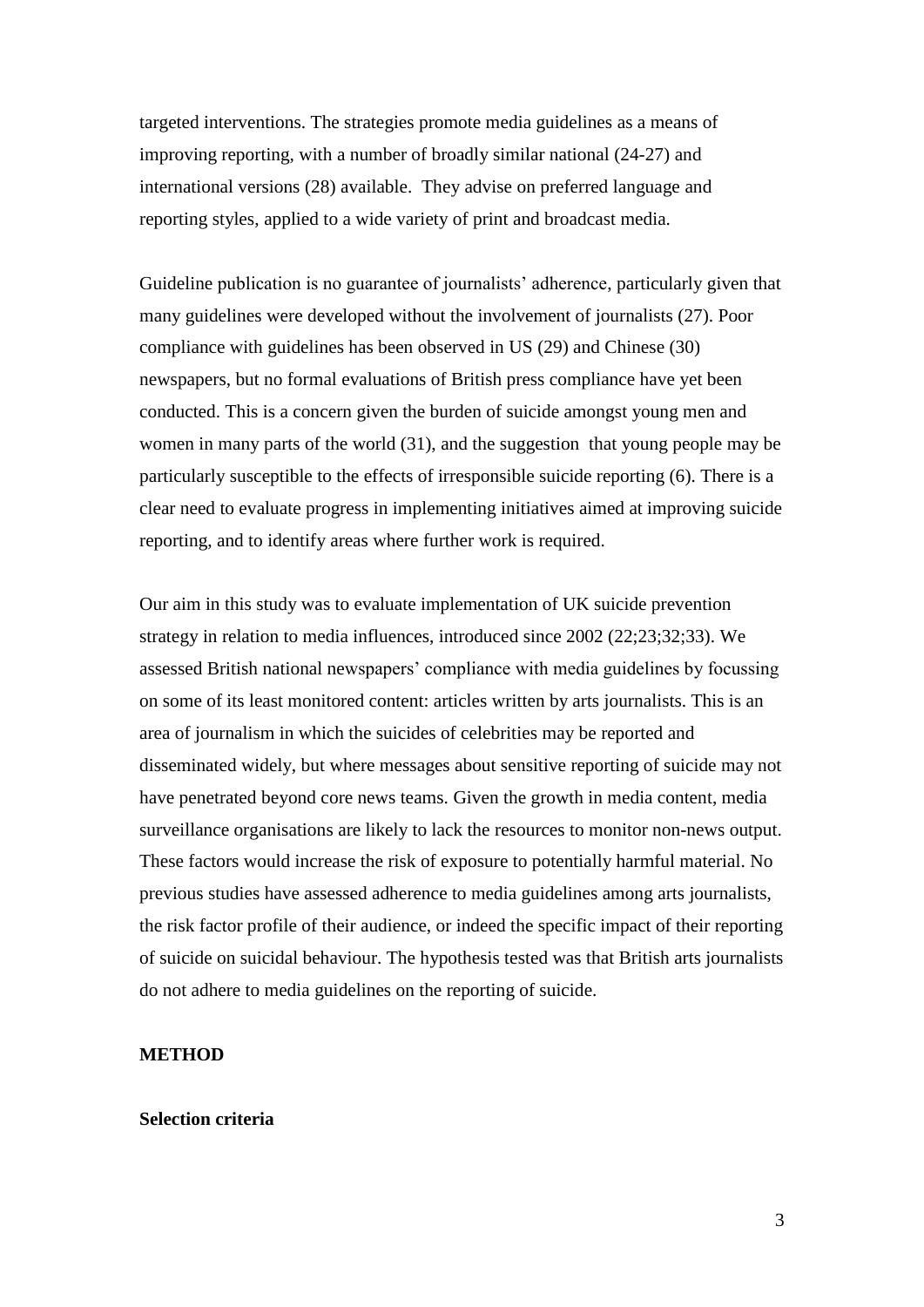targeted interventions. The strategies promote media guidelines as a means of improving reporting, with a number of broadly similar national (24-27) and international versions (28) available. They advise on preferred language and reporting styles, applied to a wide variety of print and broadcast media.

Guideline publication is no guarantee of journalists' adherence, particularly given that many guidelines were developed without the involvement of journalists (27). Poor compliance with guidelines has been observed in US (29) and Chinese (30) newspapers, but no formal evaluations of British press compliance have yet been conducted. This is a concern given the burden of suicide amongst young men and women in many parts of the world (31), and the suggestion that young people may be particularly susceptible to the effects of irresponsible suicide reporting (6). There is a clear need to evaluate progress in implementing initiatives aimed at improving suicide reporting, and to identify areas where further work is required.

Our aim in this study was to evaluate implementation of UK suicide prevention strategy in relation to media influences, introduced since 2002 (22;23;32;33). We assessed British national newspapers' compliance with media guidelines by focussing on some of its least monitored content: articles written by arts journalists. This is an area of journalism in which the suicides of celebrities may be reported and disseminated widely, but where messages about sensitive reporting of suicide may not have penetrated beyond core news teams. Given the growth in media content, media surveillance organisations are likely to lack the resources to monitor non-news output. These factors would increase the risk of exposure to potentially harmful material. No previous studies have assessed adherence to media guidelines among arts journalists, the risk factor profile of their audience, or indeed the specific impact of their reporting of suicide on suicidal behaviour. The hypothesis tested was that British arts journalists do not adhere to media guidelines on the reporting of suicide.

## METHOD

### Selection criteria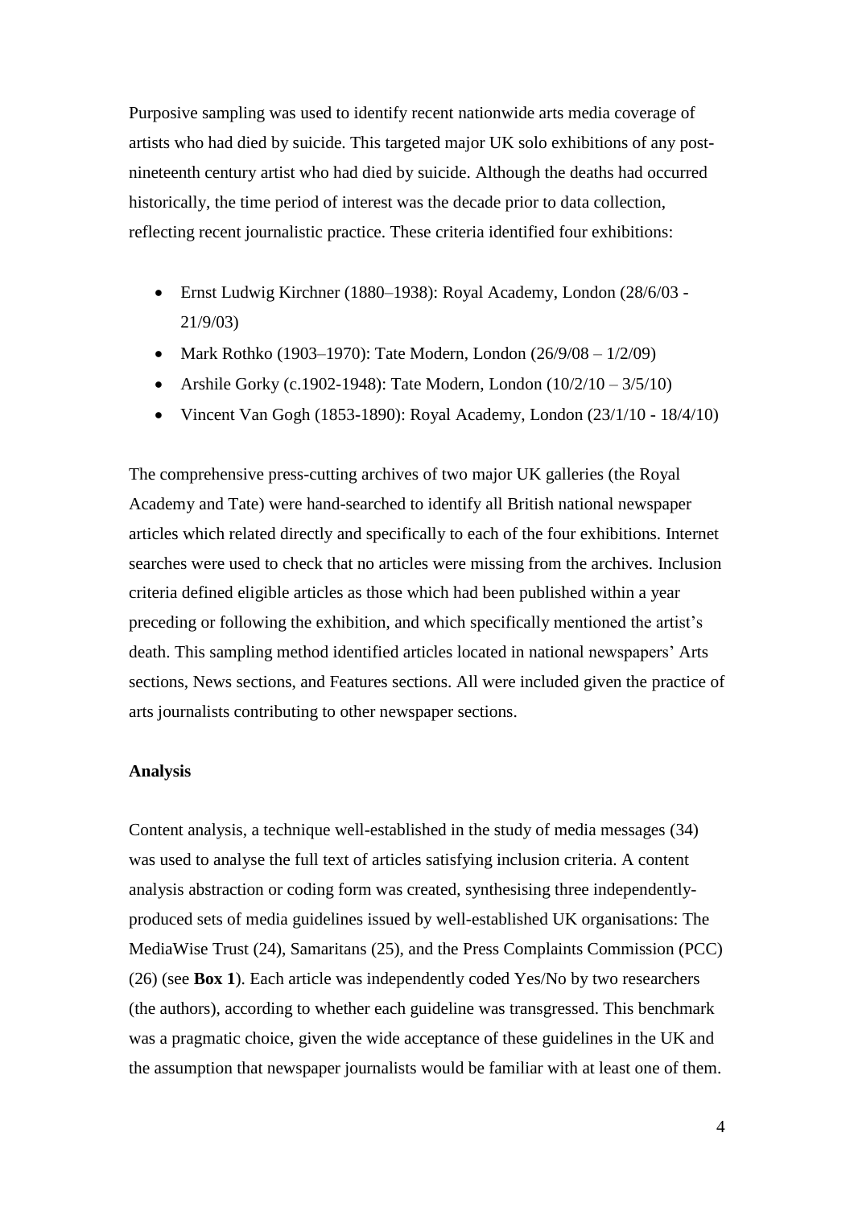Purposive sampling was used to identify recent nationwide arts media coverage of artists who had died by suicide. This targeted major UK solo exhibitions of any post-nineteenth century artist who had died by suicide. Although the deaths had occurred historically, the time period of interest was the decade prior to data collection, reflecting recent journalistic practice. These criteria identified four exhibitions:

- Ernst Ludwig Kirchner (1880–1938): Royal Academy, London (28/6/03 - 21/9/03)
- Mark Rothko (1903–1970): Tate Modern, London (26/9/08 – 1/2/09)
- Arshile Gorky (c.1902-1948): Tate Modern, London (10/2/10 – 3/5/10)
- Vincent Van Gogh (1853-1890): Royal Academy, London (23/1/10 - 18/4/10)

The comprehensive press-cutting archives of two major UK galleries (the Royal Academy and Tate) were hand-searched to identify all British national newspaper articles which related directly and specifically to each of the four exhibitions. Internet searches were used to check that no articles were missing from the archives. Inclusion criteria defined eligible articles as those which had been published within a year preceding or following the exhibition, and which specifically mentioned the artist's death. This sampling method identified articles located in national newspapers' Arts sections, News sections, and Features sections. All were included given the practice of arts journalists contributing to other newspaper sections.

**Analysis**

Content analysis, a technique well-established in the study of media messages (34) was used to analyse the full text of articles satisfying inclusion criteria. A content analysis abstraction or coding form was created, synthesising three independently-produced sets of media guidelines issued by well-established UK organisations: The MediaWise Trust (24), Samaritans (25), and the Press Complaints Commission (PCC) (26) (see **Box 1**). Each article was independently coded Yes/No by two researchers (the authors), according to whether each guideline was transgressed. This benchmark was a pragmatic choice, given the wide acceptance of these guidelines in the UK and the assumption that newspaper journalists would be familiar with at least one of them.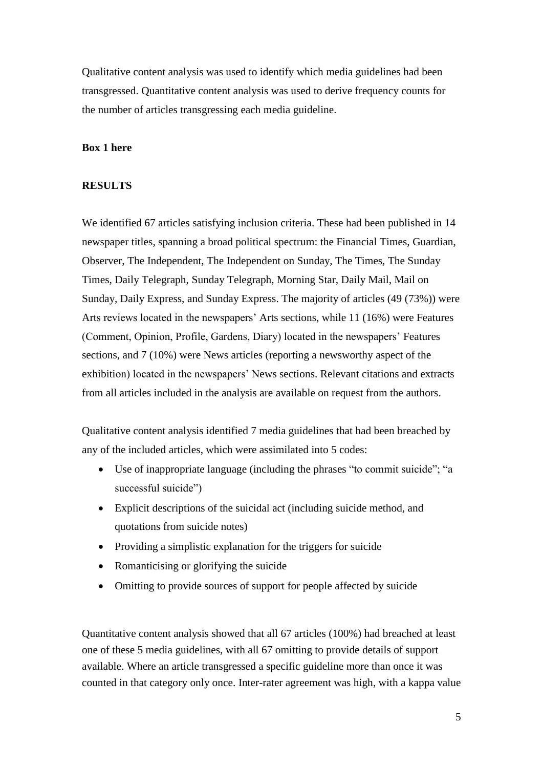Qualitative content analysis was used to identify which media guidelines had been transgressed. Quantitative content analysis was used to derive frequency counts for the number of articles transgressing each media guideline.

**Box 1 here**

## RESULTS

We identified 67 articles satisfying inclusion criteria. These had been published in 14 newspaper titles, spanning a broad political spectrum: the Financial Times, Guardian, Observer, The Independent, The Independent on Sunday, The Times, The Sunday Times, Daily Telegraph, Sunday Telegraph, Morning Star, Daily Mail, Mail on Sunday, Daily Express, and Sunday Express. The majority of articles (49 (73%)) were Arts reviews located in the newspapers' Arts sections, while 11 (16%) were Features (Comment, Opinion, Profile, Gardens, Diary) located in the newspapers' Features sections, and 7 (10%) were News articles (reporting a newsworthy aspect of the exhibition) located in the newspapers' News sections. Relevant citations and extracts from all articles included in the analysis are available on request from the authors.

Qualitative content analysis identified 7 media guidelines that had been breached by any of the included articles, which were assimilated into 5 codes:

- Use of inappropriate language (including the phrases "to commit suicide"; "a successful suicide")
- Explicit descriptions of the suicidal act (including suicide method, and quotations from suicide notes)
- Providing a simplistic explanation for the triggers for suicide
- Romanticising or glorifying the suicide
- Omitting to provide sources of support for people affected by suicide

Quantitative content analysis showed that all 67 articles (100%) had breached at least one of these 5 media guidelines, with all 67 omitting to provide details of support available. Where an article transgressed a specific guideline more than once it was counted in that category only once. Inter-rater agreement was high, with a kappa value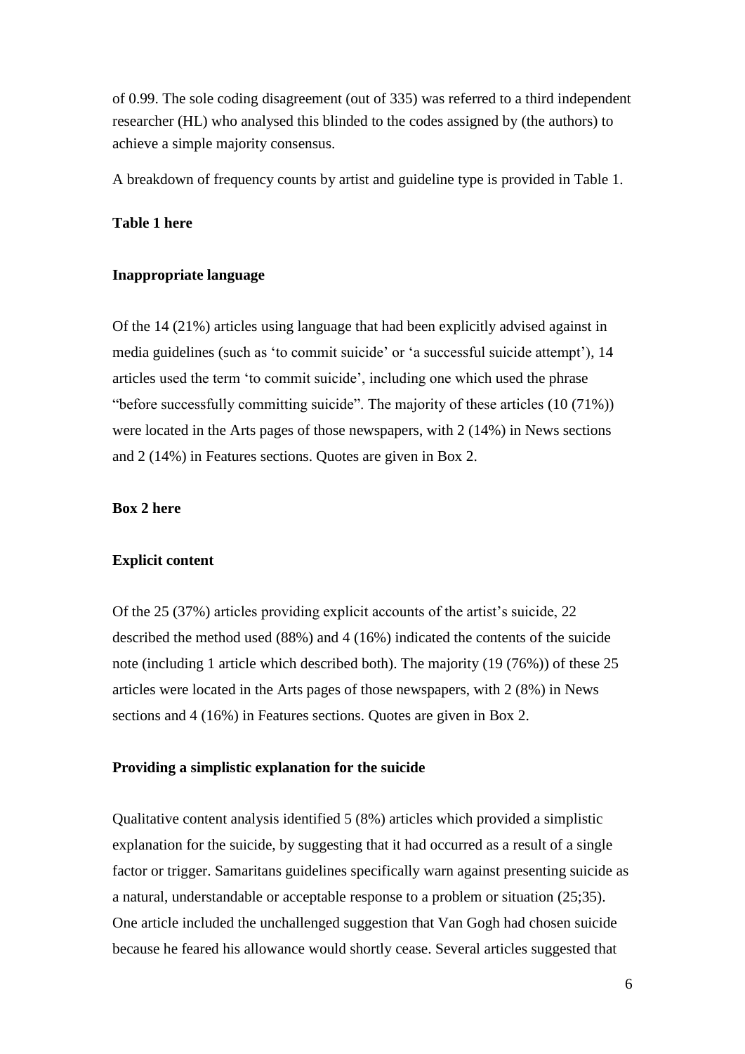of 0.99. The sole coding disagreement (out of 335) was referred to a third independent researcher (HL) who analysed this blinded to the codes assigned by (the authors) to achieve a simple majority consensus.

A breakdown of frequency counts by artist and guideline type is provided in Table 1.

**Table 1 here**

**Inappropriate language**

Of the 14 (21%) articles using language that had been explicitly advised against in media guidelines (such as 'to commit suicide' or 'a successful suicide attempt'), 14 articles used the term 'to commit suicide', including one which used the phrase "before successfully committing suicide". The majority of these articles (10 (71%)) were located in the Arts pages of those newspapers, with 2 (14%) in News sections and 2 (14%) in Features sections. Quotes are given in Box 2.

**Box 2 here**

**Explicit content**

Of the 25 (37%) articles providing explicit accounts of the artist's suicide, 22 described the method used (88%) and 4 (16%) indicated the contents of the suicide note (including 1 article which described both). The majority (19 (76%)) of these 25 articles were located in the Arts pages of those newspapers, with 2 (8%) in News sections and 4 (16%) in Features sections. Quotes are given in Box 2.

**Providing a simplistic explanation for the suicide**

Qualitative content analysis identified 5 (8%) articles which provided a simplistic explanation for the suicide, by suggesting that it had occurred as a result of a single factor or trigger. Samaritans guidelines specifically warn against presenting suicide as a natural, understandable or acceptable response to a problem or situation (25;35). One article included the unchallenged suggestion that Van Gogh had chosen suicide because he feared his allowance would shortly cease. Several articles suggested that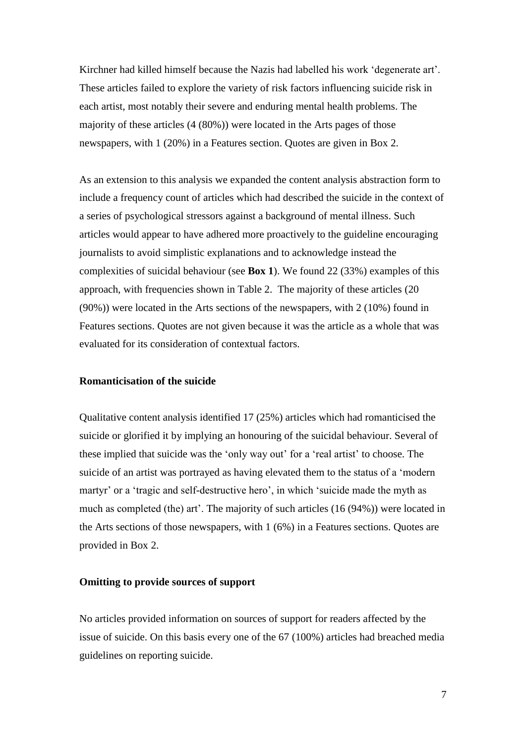Kirchner had killed himself because the Nazis had labelled his work 'degenerate art'. These articles failed to explore the variety of risk factors influencing suicide risk in each artist, most notably their severe and enduring mental health problems. The majority of these articles (4 (80%)) were located in the Arts pages of those newspapers, with 1 (20%) in a Features section. Quotes are given in Box 2.

As an extension to this analysis we expanded the content analysis abstraction form to include a frequency count of articles which had described the suicide in the context of a series of psychological stressors against a background of mental illness. Such articles would appear to have adhered more proactively to the guideline encouraging journalists to avoid simplistic explanations and to acknowledge instead the complexities of suicidal behaviour (see **Box 1**). We found 22 (33%) examples of this approach, with frequencies shown in Table 2. The majority of these articles (20 (90%)) were located in the Arts sections of the newspapers, with 2 (10%) found in Features sections. Quotes are not given because it was the article as a whole that was evaluated for its consideration of contextual factors.

**Romanticisation of the suicide**

Qualitative content analysis identified 17 (25%) articles which had romanticised the suicide or glorified it by implying an honouring of the suicidal behaviour. Several of these implied that suicide was the 'only way out' for a 'real artist' to choose. The suicide of an artist was portrayed as having elevated them to the status of a 'modern martyr' or a 'tragic and self-destructive hero', in which 'suicide made the myth as much as completed (the) art'. The majority of such articles (16 (94%)) were located in the Arts sections of those newspapers, with 1 (6%) in a Features sections. Quotes are provided in Box 2.

**Omitting to provide sources of support**

No articles provided information on sources of support for readers affected by the issue of suicide. On this basis every one of the 67 (100%) articles had breached media guidelines on reporting suicide.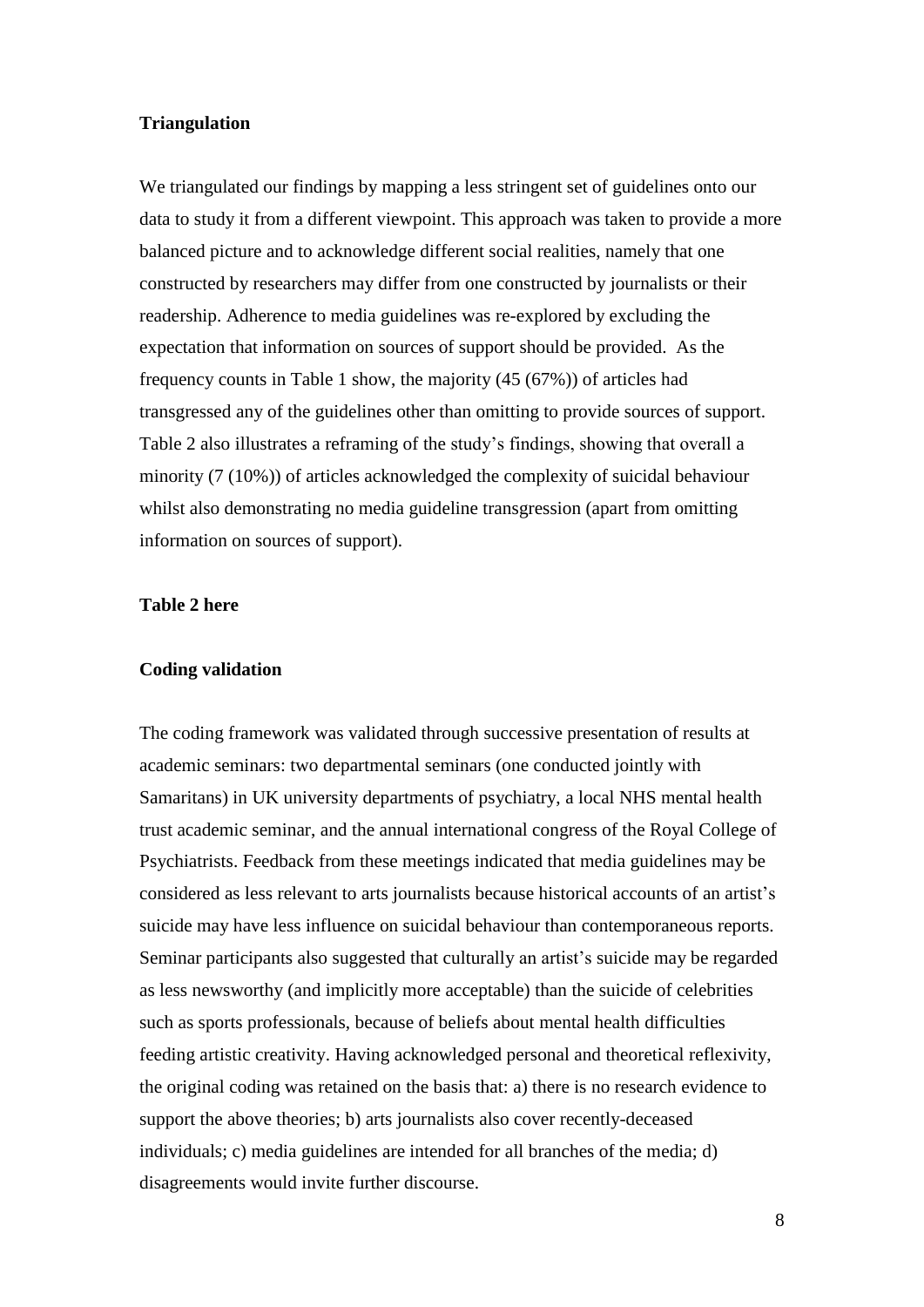**Triangulation**

We triangulated our findings by mapping a less stringent set of guidelines onto our data to study it from a different viewpoint. This approach was taken to provide a more balanced picture and to acknowledge different social realities, namely that one constructed by researchers may differ from one constructed by journalists or their readership. Adherence to media guidelines was re-explored by excluding the expectation that information on sources of support should be provided. As the frequency counts in Table 1 show, the majority (45 (67%)) of articles had transgressed any of the guidelines other than omitting to provide sources of support. Table 2 also illustrates a reframing of the study's findings, showing that overall a minority (7 (10%)) of articles acknowledged the complexity of suicidal behaviour whilst also demonstrating no media guideline transgression (apart from omitting information on sources of support).

**Table 2 here**

**Coding validation**

The coding framework was validated through successive presentation of results at academic seminars: two departmental seminars (one conducted jointly with Samaritans) in UK university departments of psychiatry, a local NHS mental health trust academic seminar, and the annual international congress of the Royal College of Psychiatrists. Feedback from these meetings indicated that media guidelines may be considered as less relevant to arts journalists because historical accounts of an artist's suicide may have less influence on suicidal behaviour than contemporaneous reports. Seminar participants also suggested that culturally an artist's suicide may be regarded as less newsworthy (and implicitly more acceptable) than the suicide of celebrities such as sports professionals, because of beliefs about mental health difficulties feeding artistic creativity. Having acknowledged personal and theoretical reflexivity, the original coding was retained on the basis that: a) there is no research evidence to support the above theories; b) arts journalists also cover recently-deceased individuals; c) media guidelines are intended for all branches of the media; d) disagreements would invite further discourse.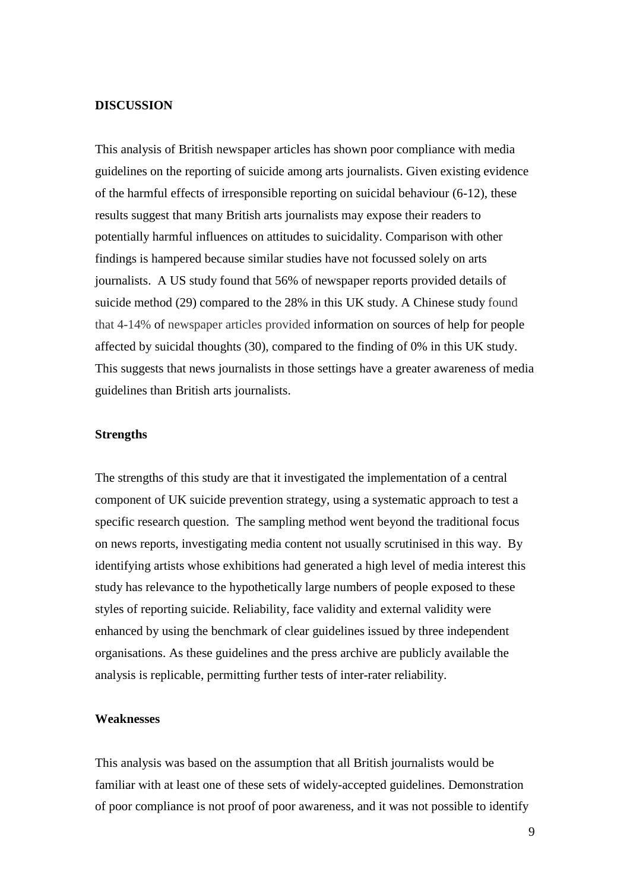## DISCUSSION

This analysis of British newspaper articles has shown poor compliance with media guidelines on the reporting of suicide among arts journalists. Given existing evidence of the harmful effects of irresponsible reporting on suicidal behaviour (6-12), these results suggest that many British arts journalists may expose their readers to potentially harmful influences on attitudes to suicidality. Comparison with other findings is hampered because similar studies have not focussed solely on arts journalists. A US study found that 56% of newspaper reports provided details of suicide method (29) compared to the 28% in this UK study. A Chinese study found that 4-14% of newspaper articles provided information on sources of help for people affected by suicidal thoughts (30), compared to the finding of 0% in this UK study. This suggests that news journalists in those settings have a greater awareness of media guidelines than British arts journalists.

### Strengths

The strengths of this study are that it investigated the implementation of a central component of UK suicide prevention strategy, using a systematic approach to test a specific research question. The sampling method went beyond the traditional focus on news reports, investigating media content not usually scrutinised in this way. By identifying artists whose exhibitions had generated a high level of media interest this study has relevance to the hypothetically large numbers of people exposed to these styles of reporting suicide. Reliability, face validity and external validity were enhanced by using the benchmark of clear guidelines issued by three independent organisations. As these guidelines and the press archive are publicly available the analysis is replicable, permitting further tests of inter-rater reliability.

### Weaknesses

This analysis was based on the assumption that all British journalists would be familiar with at least one of these sets of widely-accepted guidelines. Demonstration of poor compliance is not proof of poor awareness, and it was not possible to identify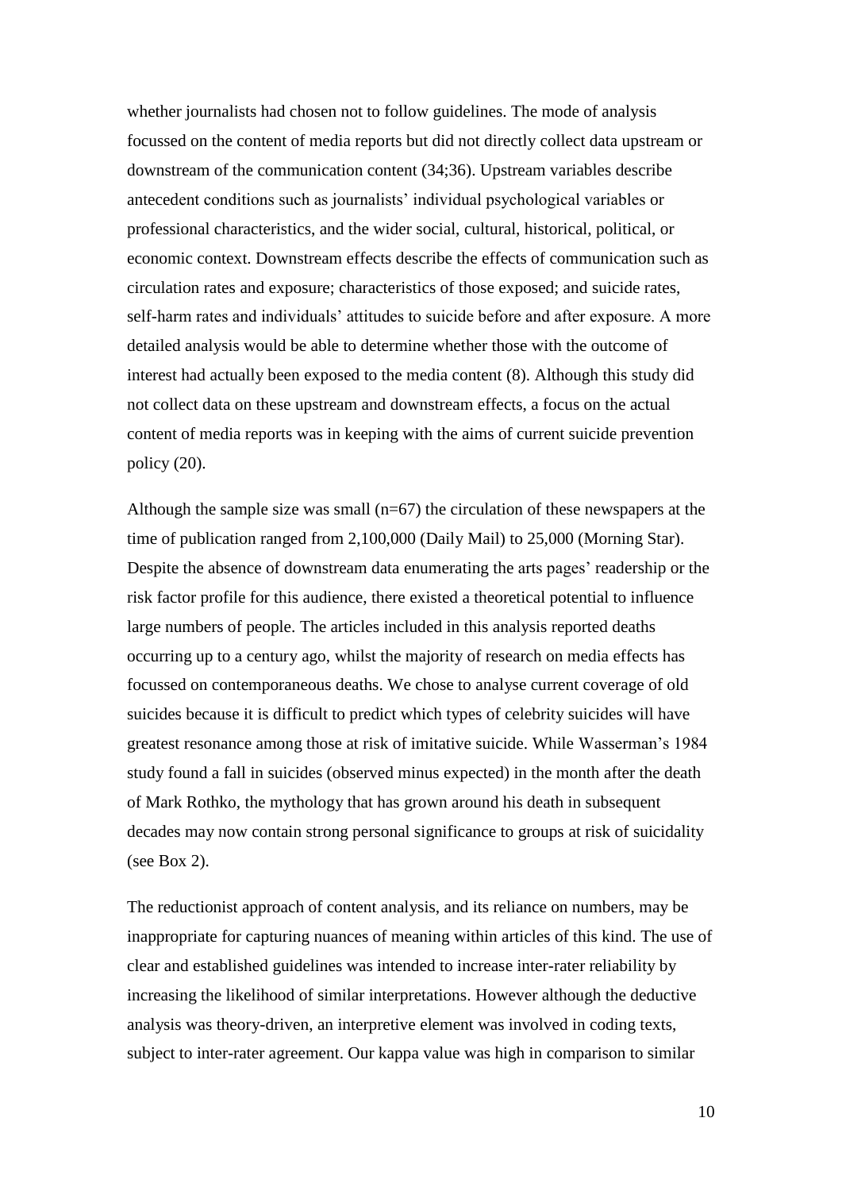whether journalists had chosen not to follow guidelines. The mode of analysis focussed on the content of media reports but did not directly collect data upstream or downstream of the communication content (34;36). Upstream variables describe antecedent conditions such as journalists' individual psychological variables or professional characteristics, and the wider social, cultural, historical, political, or economic context. Downstream effects describe the effects of communication such as circulation rates and exposure; characteristics of those exposed; and suicide rates, self-harm rates and individuals' attitudes to suicide before and after exposure. A more detailed analysis would be able to determine whether those with the outcome of interest had actually been exposed to the media content (8). Although this study did not collect data on these upstream and downstream effects, a focus on the actual content of media reports was in keeping with the aims of current suicide prevention policy (20).

Although the sample size was small (n=67) the circulation of these newspapers at the time of publication ranged from 2,100,000 (Daily Mail) to 25,000 (Morning Star). Despite the absence of downstream data enumerating the arts pages' readership or the risk factor profile for this audience, there existed a theoretical potential to influence large numbers of people. The articles included in this analysis reported deaths occurring up to a century ago, whilst the majority of research on media effects has focussed on contemporaneous deaths. We chose to analyse current coverage of old suicides because it is difficult to predict which types of celebrity suicides will have greatest resonance among those at risk of imitative suicide. While Wasserman's 1984 study found a fall in suicides (observed minus expected) in the month after the death of Mark Rothko, the mythology that has grown around his death in subsequent decades may now contain strong personal significance to groups at risk of suicidality (see Box 2).

The reductionist approach of content analysis, and its reliance on numbers, may be inappropriate for capturing nuances of meaning within articles of this kind. The use of clear and established guidelines was intended to increase inter-rater reliability by increasing the likelihood of similar interpretations. However although the deductive analysis was theory-driven, an interpretive element was involved in coding texts, subject to inter-rater agreement. Our kappa value was high in comparison to similar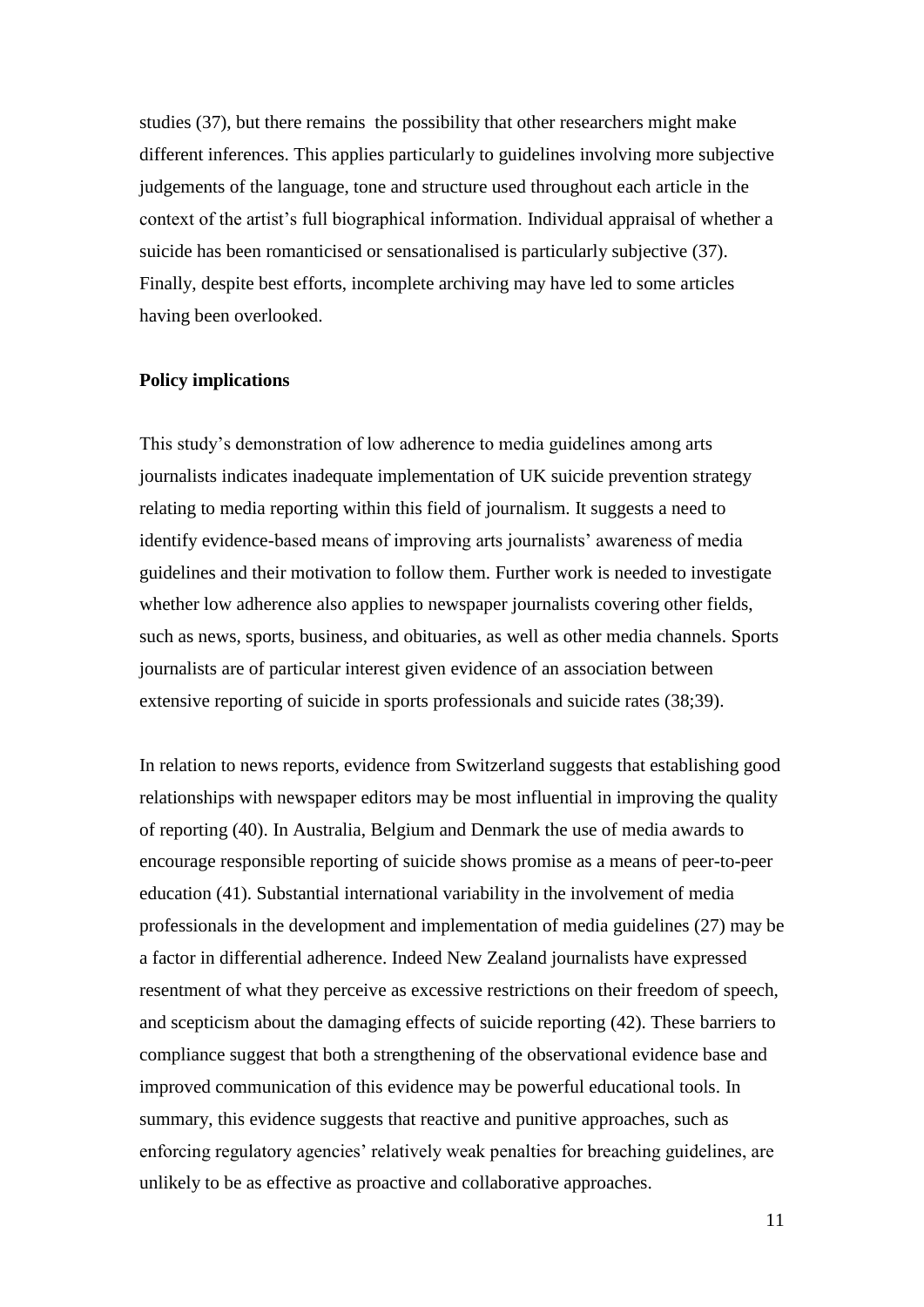studies (37), but there remains the possibility that other researchers might make different inferences. This applies particularly to guidelines involving more subjective judgements of the language, tone and structure used throughout each article in the context of the artist's full biographical information. Individual appraisal of whether a suicide has been romanticised or sensationalised is particularly subjective (37). Finally, despite best efforts, incomplete archiving may have led to some articles having been overlooked.

**Policy implications**

This study's demonstration of low adherence to media guidelines among arts journalists indicates inadequate implementation of UK suicide prevention strategy relating to media reporting within this field of journalism. It suggests a need to identify evidence-based means of improving arts journalists' awareness of media guidelines and their motivation to follow them. Further work is needed to investigate whether low adherence also applies to newspaper journalists covering other fields, such as news, sports, business, and obituaries, as well as other media channels. Sports journalists are of particular interest given evidence of an association between extensive reporting of suicide in sports professionals and suicide rates (38;39).

In relation to news reports, evidence from Switzerland suggests that establishing good relationships with newspaper editors may be most influential in improving the quality of reporting (40). In Australia, Belgium and Denmark the use of media awards to encourage responsible reporting of suicide shows promise as a means of peer-to-peer education (41). Substantial international variability in the involvement of media professionals in the development and implementation of media guidelines (27) may be a factor in differential adherence. Indeed New Zealand journalists have expressed resentment of what they perceive as excessive restrictions on their freedom of speech, and scepticism about the damaging effects of suicide reporting (42). These barriers to compliance suggest that both a strengthening of the observational evidence base and improved communication of this evidence may be powerful educational tools. In summary, this evidence suggests that reactive and punitive approaches, such as enforcing regulatory agencies' relatively weak penalties for breaching guidelines, are unlikely to be as effective as proactive and collaborative approaches.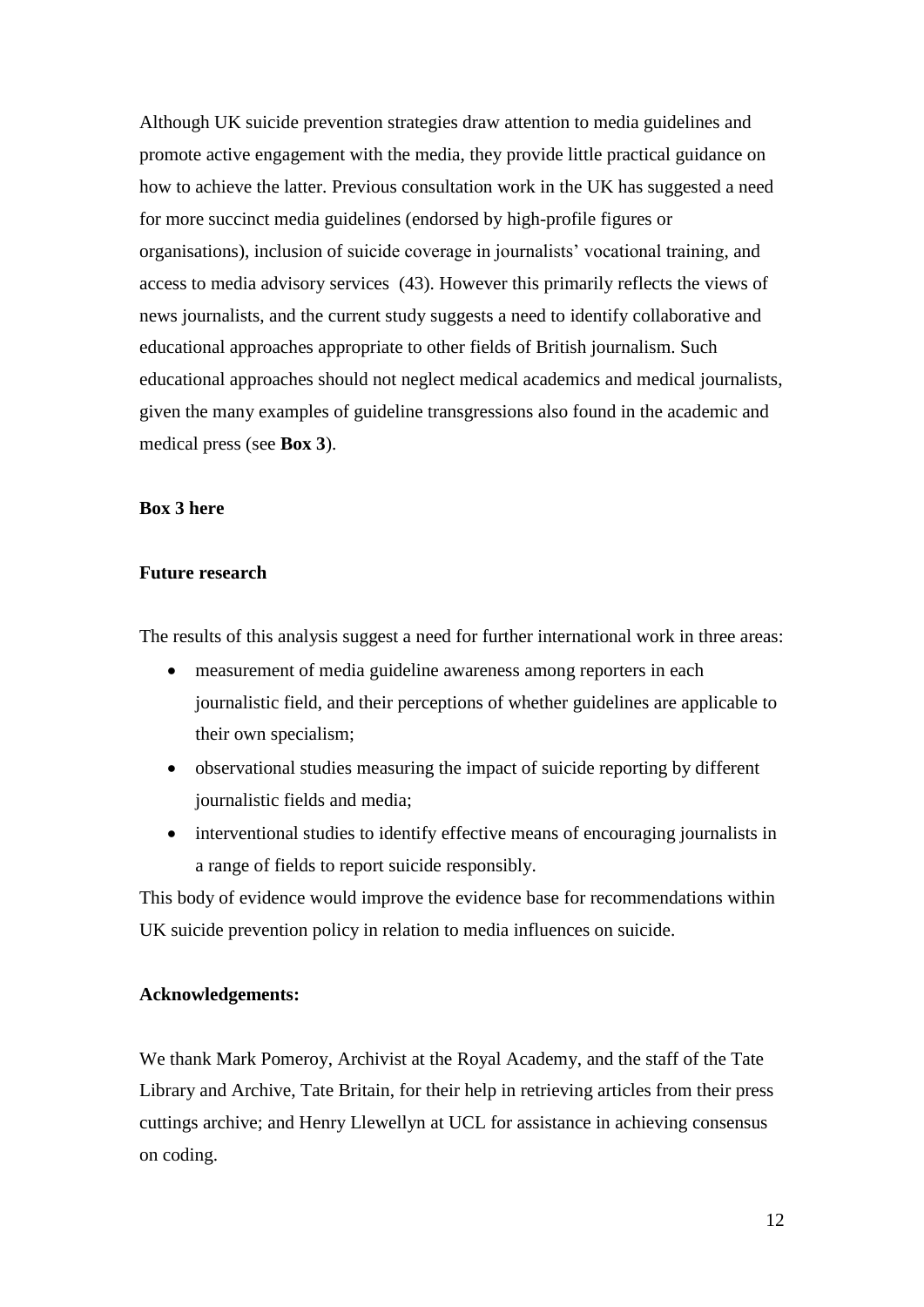Although UK suicide prevention strategies draw attention to media guidelines and promote active engagement with the media, they provide little practical guidance on how to achieve the latter. Previous consultation work in the UK has suggested a need for more succinct media guidelines (endorsed by high-profile figures or organisations), inclusion of suicide coverage in journalists' vocational training, and access to media advisory services (43). However this primarily reflects the views of news journalists, and the current study suggests a need to identify collaborative and educational approaches appropriate to other fields of British journalism. Such educational approaches should not neglect medical academics and medical journalists, given the many examples of guideline transgressions also found in the academic and medical press (see **Box 3**).

**Box 3 here**

**Future research**

The results of this analysis suggest a need for further international work in three areas:

- measurement of media guideline awareness among reporters in each journalistic field, and their perceptions of whether guidelines are applicable to their own specialism;
- observational studies measuring the impact of suicide reporting by different journalistic fields and media;
- interventional studies to identify effective means of encouraging journalists in a range of fields to report suicide responsibly.

This body of evidence would improve the evidence base for recommendations within UK suicide prevention policy in relation to media influences on suicide.

**Acknowledgements:**

We thank Mark Pomeroy, Archivist at the Royal Academy, and the staff of the Tate Library and Archive, Tate Britain, for their help in retrieving articles from their press cuttings archive; and Henry Llewellyn at UCL for assistance in achieving consensus on coding.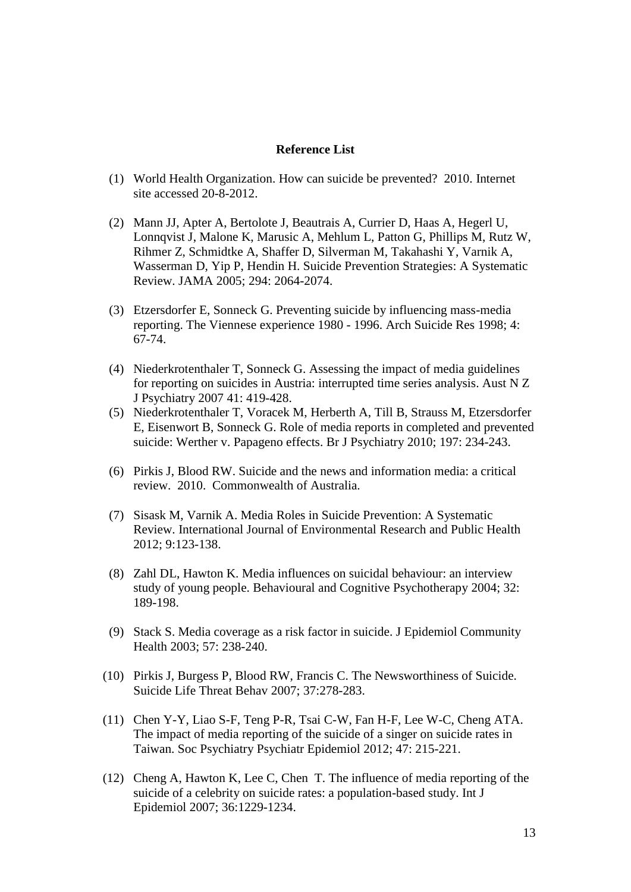**Reference List**

(1) World Health Organization. How can suicide be prevented? 2010. Internet site accessed 20-8-2012.

(2) Mann JJ, Apter A, Bertolote J, Beautrais A, Currier D, Haas A, Hegerl U, Lonnqvist J, Malone K, Marusic A, Mehlum L, Patton G, Phillips M, Rutz W, Rihmer Z, Schmidtke A, Shaffer D, Silverman M, Takahashi Y, Varnik A, Wasserman D, Yip P, Hendin H. Suicide Prevention Strategies: A Systematic Review. JAMA 2005; 294: 2064-2074.

(3) Etzersdorfer E, Sonneck G. Preventing suicide by influencing mass-media reporting. The Viennese experience 1980 - 1996. Arch Suicide Res 1998; 4: 67-74.

(4) Niederkrotenthaler T, Sonneck G. Assessing the impact of media guidelines for reporting on suicides in Austria: interrupted time series analysis. Aust N Z J Psychiatry 2007 41: 419-428.

(5) Niederkrotenthaler T, Voracek M, Herberth A, Till B, Strauss M, Etzersdorfer E, Eisenwort B, Sonneck G. Role of media reports in completed and prevented suicide: Werther v. Papageno effects. Br J Psychiatry 2010; 197: 234-243.

(6) Pirkis J, Blood RW. Suicide and the news and information media: a critical review. 2010. Commonwealth of Australia.

(7) Sisask M, Varnik A. Media Roles in Suicide Prevention: A Systematic Review. International Journal of Environmental Research and Public Health 2012; 9:123-138.

(8) Zahl DL, Hawton K. Media influences on suicidal behaviour: an interview study of young people. Behavioural and Cognitive Psychotherapy 2004; 32: 189-198.

(9) Stack S. Media coverage as a risk factor in suicide. J Epidemiol Community Health 2003; 57: 238-240.

(10) Pirkis J, Burgess P, Blood RW, Francis C. The Newsworthiness of Suicide. Suicide Life Threat Behav 2007; 37:278-283.

(11) Chen Y-Y, Liao S-F, Teng P-R, Tsai C-W, Fan H-F, Lee W-C, Cheng ATA. The impact of media reporting of the suicide of a singer on suicide rates in Taiwan. Soc Psychiatry Psychiatr Epidemiol 2012; 47: 215-221.

(12) Cheng A, Hawton K, Lee C, Chen T. The influence of media reporting of the suicide of a celebrity on suicide rates: a population-based study. Int J Epidemiol 2007; 36:1229-1234.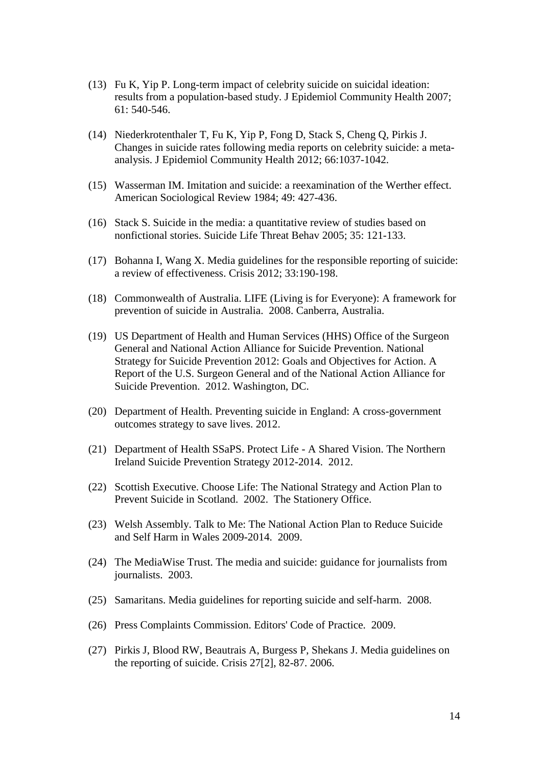(13) Fu K, Yip P. Long-term impact of celebrity suicide on suicidal ideation: results from a population-based study. J Epidemiol Community Health 2007; 61: 540-546.

(14) Niederkrotenthaler T, Fu K, Yip P, Fong D, Stack S, Cheng Q, Pirkis J. Changes in suicide rates following media reports on celebrity suicide: a meta-analysis. J Epidemiol Community Health 2012; 66:1037-1042.

(15) Wasserman IM. Imitation and suicide: a reexamination of the Werther effect. American Sociological Review 1984; 49: 427-436.

(16) Stack S. Suicide in the media: a quantitative review of studies based on nonfictional stories. Suicide Life Threat Behav 2005; 35: 121-133.

(17) Bohanna I, Wang X. Media guidelines for the responsible reporting of suicide: a review of effectiveness. Crisis 2012; 33:190-198.

(18) Commonwealth of Australia. LIFE (Living is for Everyone): A framework for prevention of suicide in Australia. 2008. Canberra, Australia.

(19) US Department of Health and Human Services (HHS) Office of the Surgeon General and National Action Alliance for Suicide Prevention. National Strategy for Suicide Prevention 2012: Goals and Objectives for Action. A Report of the U.S. Surgeon General and of the National Action Alliance for Suicide Prevention. 2012. Washington, DC.

(20) Department of Health. Preventing suicide in England: A cross-government outcomes strategy to save lives. 2012.

(21) Department of Health SSaPS. Protect Life - A Shared Vision. The Northern Ireland Suicide Prevention Strategy 2012-2014. 2012.

(22) Scottish Executive. Choose Life: The National Strategy and Action Plan to Prevent Suicide in Scotland. 2002. The Stationery Office.

(23) Welsh Assembly. Talk to Me: The National Action Plan to Reduce Suicide and Self Harm in Wales 2009-2014. 2009.

(24) The MediaWise Trust. The media and suicide: guidance for journalists from journalists. 2003.

(25) Samaritans. Media guidelines for reporting suicide and self-harm. 2008.

(26) Press Complaints Commission. Editors' Code of Practice. 2009.

(27) Pirkis J, Blood RW, Beautrais A, Burgess P, Shekans J. Media guidelines on the reporting of suicide. Crisis 27[2], 82-87. 2006.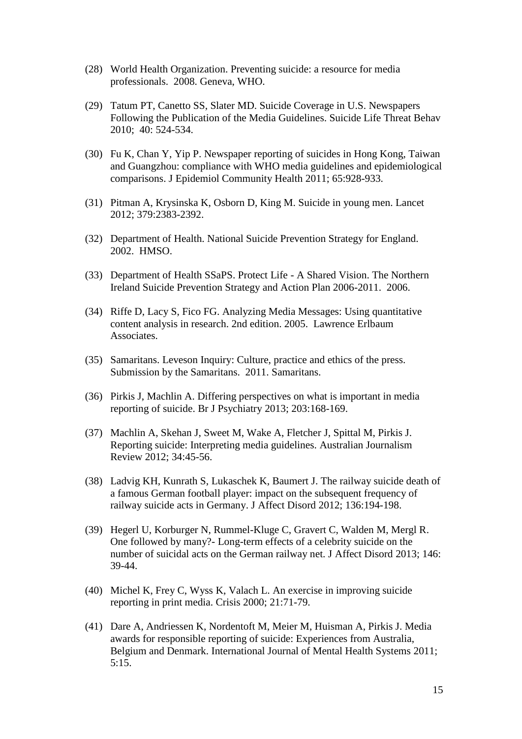(28) World Health Organization. Preventing suicide: a resource for media professionals. 2008. Geneva, WHO.

(29) Tatum PT, Canetto SS, Slater MD. Suicide Coverage in U.S. Newspapers Following the Publication of the Media Guidelines. Suicide Life Threat Behav 2010; 40: 524-534.

(30) Fu K, Chan Y, Yip P. Newspaper reporting of suicides in Hong Kong, Taiwan and Guangzhou: compliance with WHO media guidelines and epidemiological comparisons. J Epidemiol Community Health 2011; 65:928-933.

(31) Pitman A, Krysinska K, Osborn D, King M. Suicide in young men. Lancet 2012; 379:2383-2392.

(32) Department of Health. National Suicide Prevention Strategy for England. 2002. HMSO.

(33) Department of Health SSaPS. Protect Life - A Shared Vision. The Northern Ireland Suicide Prevention Strategy and Action Plan 2006-2011. 2006.

(34) Riffe D, Lacy S, Fico FG. Analyzing Media Messages: Using quantitative content analysis in research. 2nd edition. 2005. Lawrence Erlbaum Associates.

(35) Samaritans. Leveson Inquiry: Culture, practice and ethics of the press. Submission by the Samaritans. 2011. Samaritans.

(36) Pirkis J, Machlin A. Differing perspectives on what is important in media reporting of suicide. Br J Psychiatry 2013; 203:168-169.

(37) Machlin A, Skehan J, Sweet M, Wake A, Fletcher J, Spittal M, Pirkis J. Reporting suicide: Interpreting media guidelines. Australian Journalism Review 2012; 34:45-56.

(38) Ladvig KH, Kunrath S, Lukaschek K, Baumert J. The railway suicide death of a famous German football player: impact on the subsequent frequency of railway suicide acts in Germany. J Affect Disord 2012; 136:194-198.

(39) Hegerl U, Korburger N, Rummel-Kluge C, Gravert C, Walden M, Mergl R. One followed by many?- Long-term effects of a celebrity suicide on the number of suicidal acts on the German railway net. J Affect Disord 2013; 146: 39-44.

(40) Michel K, Frey C, Wyss K, Valach L. An exercise in improving suicide reporting in print media. Crisis 2000; 21:71-79.

(41) Dare A, Andriessen K, Nordentoft M, Meier M, Huisman A, Pirkis J. Media awards for responsible reporting of suicide: Experiences from Australia, Belgium and Denmark. International Journal of Mental Health Systems 2011; 5:15.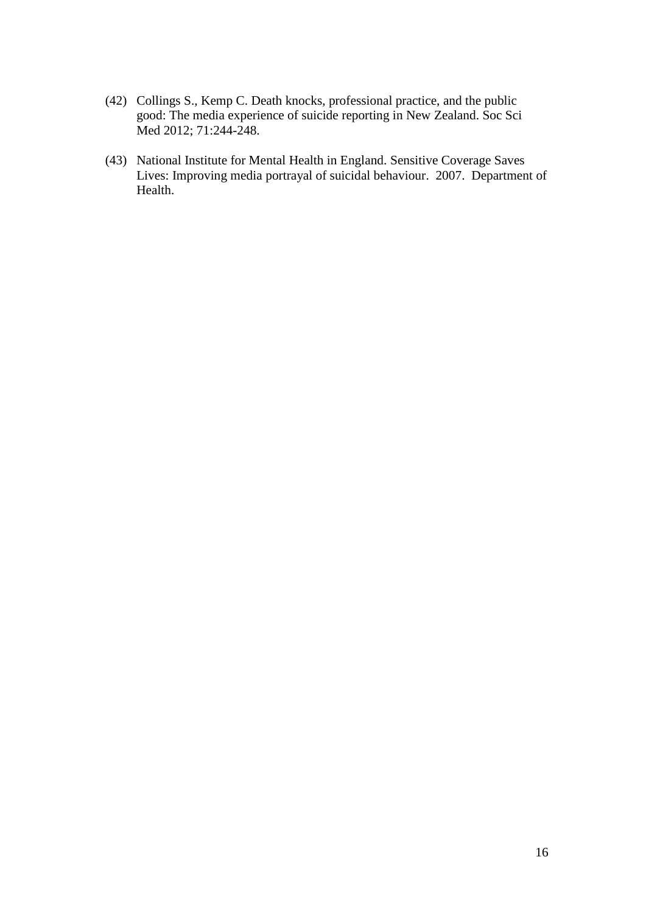(42) Collings S., Kemp C. Death knocks, professional practice, and the public good: The media experience of suicide reporting in New Zealand. Soc Sci Med 2012; 71:244-248.

(43) National Institute for Mental Health in England. Sensitive Coverage Saves Lives: Improving media portrayal of suicidal behaviour. 2007. Department of Health.